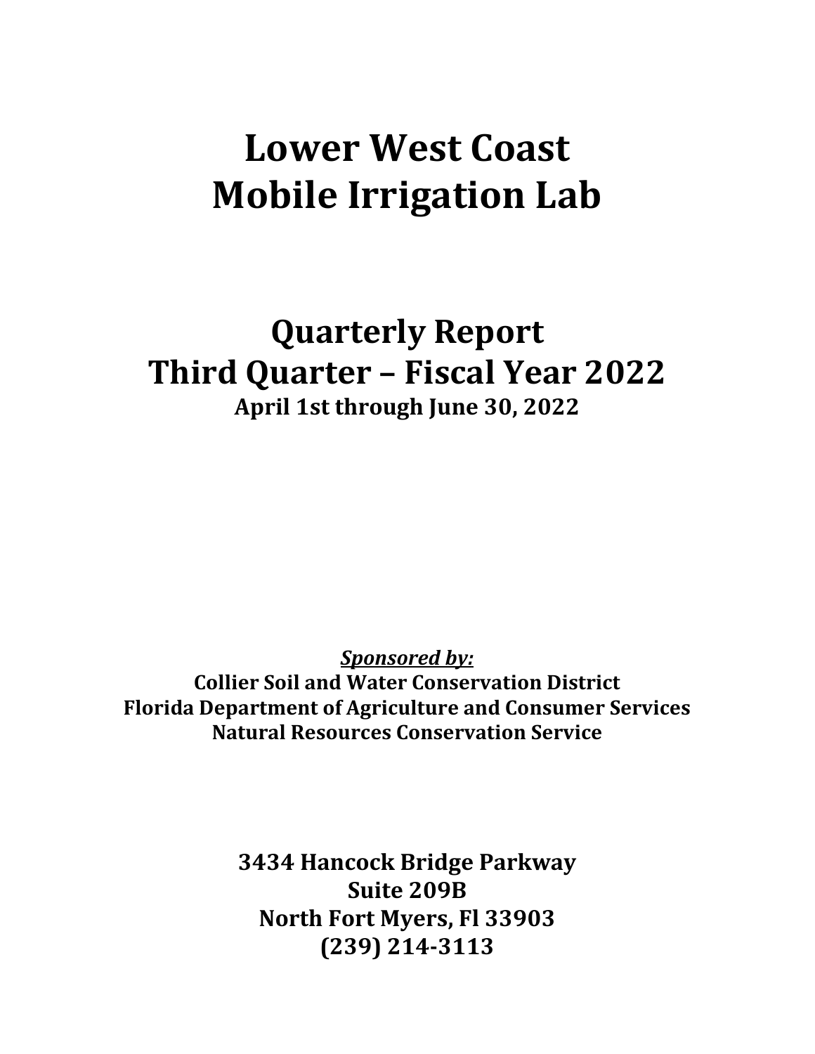# Lower West Coast
# Mobile Irrigation Lab

## Quarterly Report
## Third Quarter – Fiscal Year 2022
### April 1st through June 30, 2022

***Sponsored by:***

**Collier Soil and Water Conservation District**
**Florida Department of Agriculture and Consumer Services**
**Natural Resources Conservation Service**

**3434 Hancock Bridge Parkway**
**Suite 209B**
**North Fort Myers, Fl 33903**
**(239) 214-3113**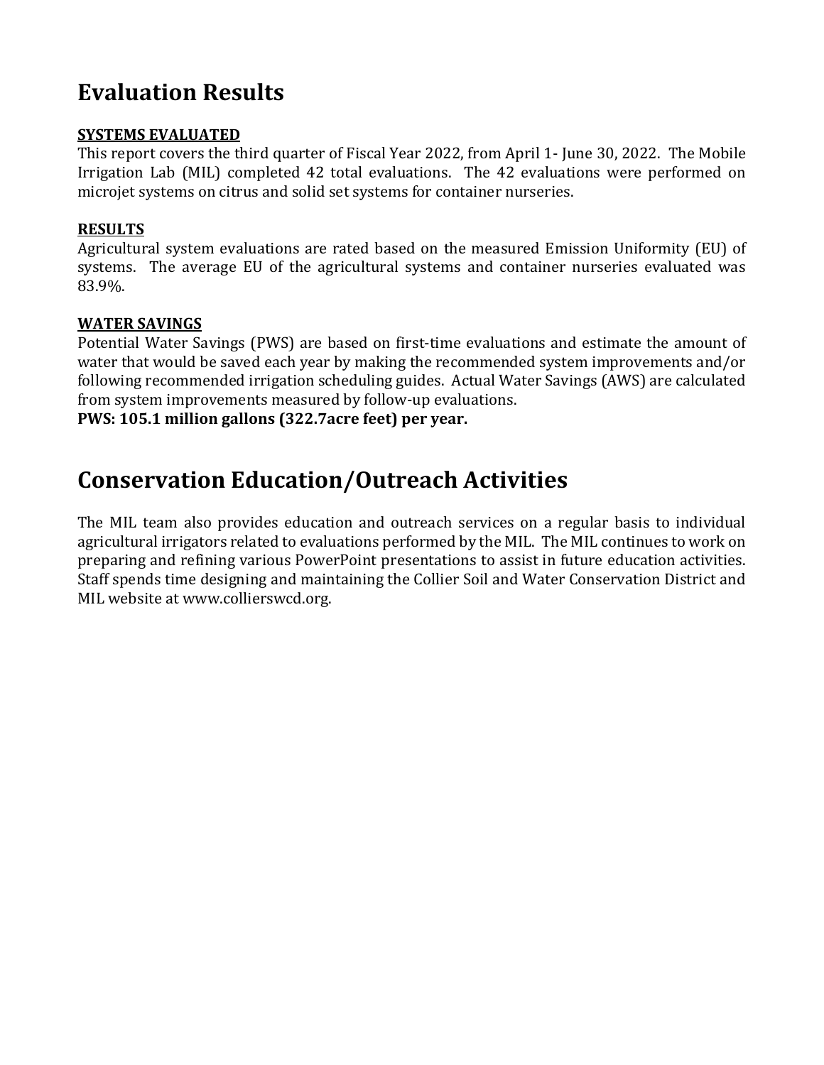# Evaluation Results

**SYSTEMS EVALUATED**

This report covers the third quarter of Fiscal Year 2022, from April 1- June 30, 2022. The Mobile Irrigation Lab (MIL) completed 42 total evaluations. The 42 evaluations were performed on microjet systems on citrus and solid set systems for container nurseries.

**RESULTS**

Agricultural system evaluations are rated based on the measured Emission Uniformity (EU) of systems. The average EU of the agricultural systems and container nurseries evaluated was 83.9%.

**WATER SAVINGS**

Potential Water Savings (PWS) are based on first-time evaluations and estimate the amount of water that would be saved each year by making the recommended system improvements and/or following recommended irrigation scheduling guides. Actual Water Savings (AWS) are calculated from system improvements measured by follow-up evaluations.

**PWS: 105.1 million gallons (322.7acre feet) per year.**

# Conservation Education/Outreach Activities

The MIL team also provides education and outreach services on a regular basis to individual agricultural irrigators related to evaluations performed by the MIL. The MIL continues to work on preparing and refining various PowerPoint presentations to assist in future education activities. Staff spends time designing and maintaining the Collier Soil and Water Conservation District and MIL website at www.collierswcd.org.